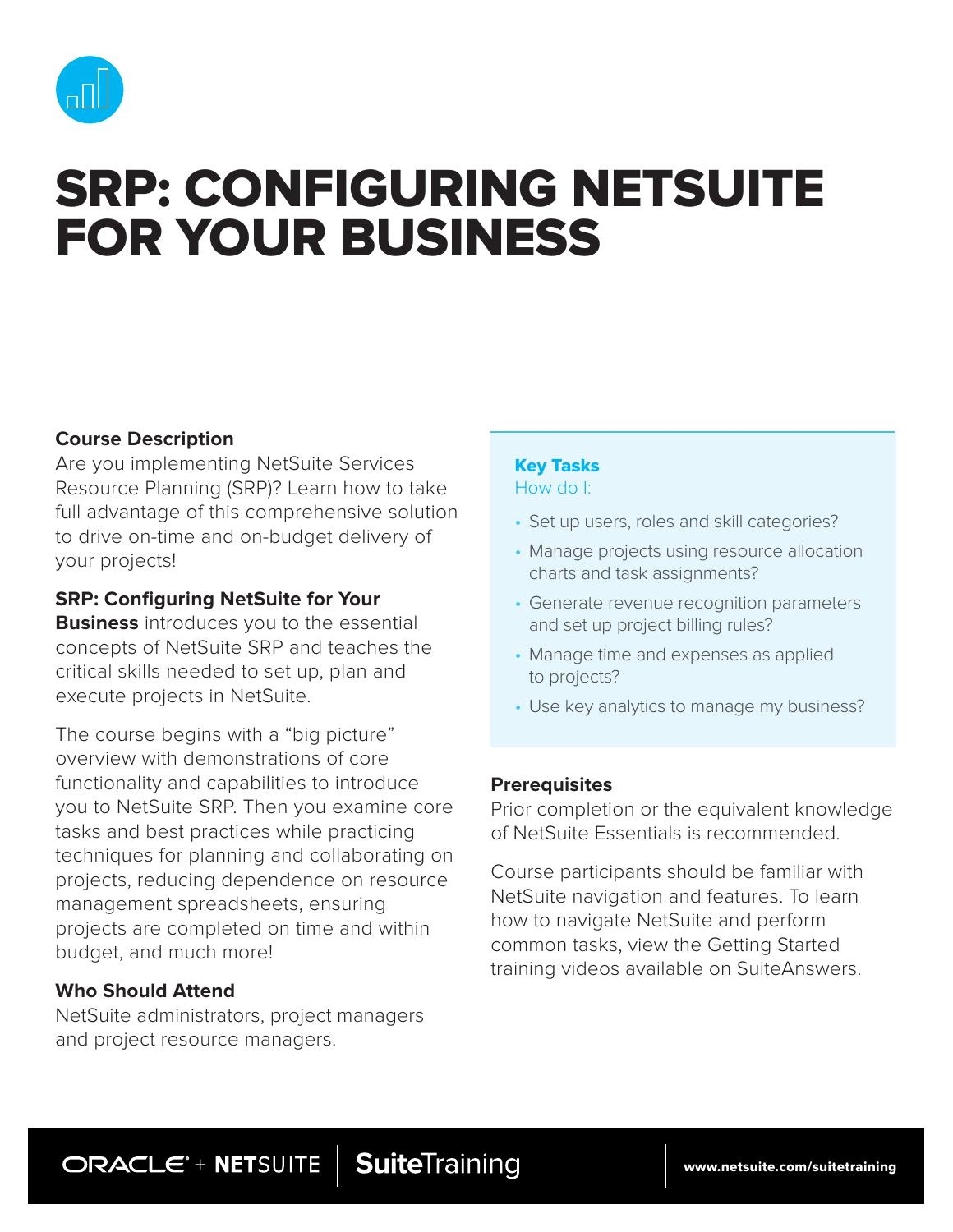# SRP: CONFIGURING NETSUITE FOR YOUR BUSINESS

### Course Description

Are you implementing NetSuite Services Resource Planning (SRP)? Learn how to take full advantage of this comprehensive solution to drive on-time and on-budget delivery of your projects!

**SRP: Configuring NetSuite for Your Business** introduces you to the essential concepts of NetSuite SRP and teaches the critical skills needed to set up, plan and execute projects in NetSuite.

The course begins with a "big picture" overview with demonstrations of core functionality and capabilities to introduce you to NetSuite SRP. Then you examine core tasks and best practices while practicing techniques for planning and collaborating on projects, reducing dependence on resource management spreadsheets, ensuring projects are completed on time and within budget, and much more!

### Who Should Attend

NetSuite administrators, project managers and project resource managers.

### Key Tasks

How do I:

- Set up users, roles and skill categories?
- Manage projects using resource allocation charts and task assignments?
- Generate revenue recognition parameters and set up project billing rules?
- Manage time and expenses as applied to projects?
- Use key analytics to manage my business?

### Prerequisites

Prior completion or the equivalent knowledge of NetSuite Essentials is recommended.

Course participants should be familiar with NetSuite navigation and features. To learn how to navigate NetSuite and perform common tasks, view the Getting Started training videos available on SuiteAnswers.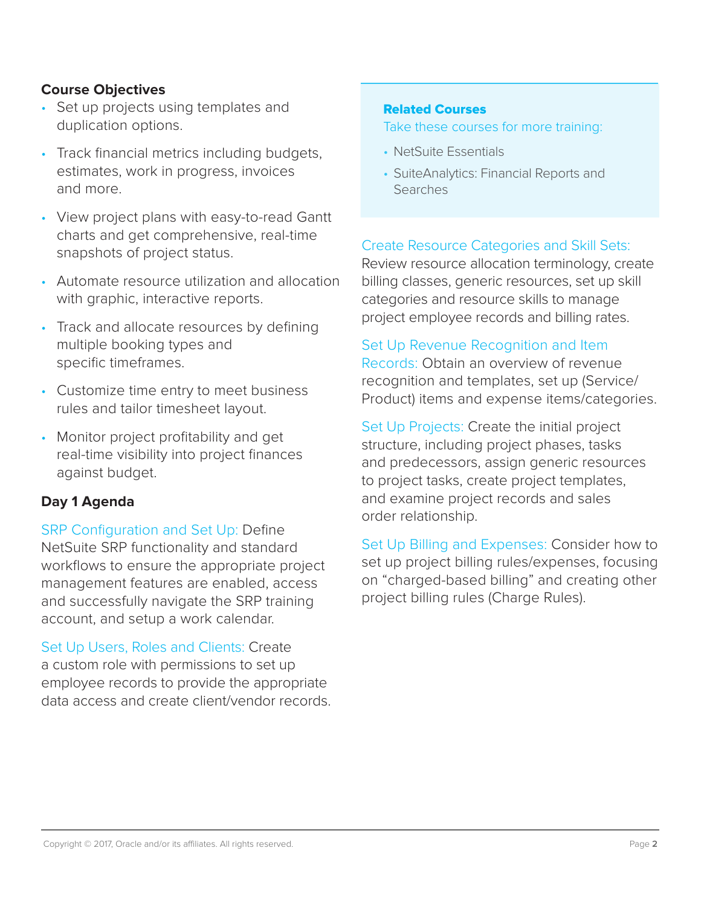## Course Objectives

- Set up projects using templates and duplication options.
- Track financial metrics including budgets, estimates, work in progress, invoices and more.
- View project plans with easy-to-read Gantt charts and get comprehensive, real-time snapshots of project status.
- Automate resource utilization and allocation with graphic, interactive reports.
- Track and allocate resources by defining multiple booking types and specific timeframes.
- Customize time entry to meet business rules and tailor timesheet layout.
- Monitor project profitability and get real-time visibility into project finances against budget.

## Day 1 Agenda

SRP Configuration and Set Up: Define NetSuite SRP functionality and standard workflows to ensure the appropriate project management features are enabled, access and successfully navigate the SRP training account, and setup a work calendar.

Set Up Users, Roles and Clients: Create a custom role with permissions to set up employee records to provide the appropriate data access and create client/vendor records.

Create Resource Categories and Skill Sets: Review resource allocation terminology, create billing classes, generic resources, set up skill categories and resource skills to manage project employee records and billing rates.

Set Up Revenue Recognition and Item Records: Obtain an overview of revenue recognition and templates, set up (Service/Product) items and expense items/categories.

Set Up Projects: Create the initial project structure, including project phases, tasks and predecessors, assign generic resources to project tasks, create project templates, and examine project records and sales order relationship.

Set Up Billing and Expenses: Consider how to set up project billing rules/expenses, focusing on "charged-based billing" and creating other project billing rules (Charge Rules).

**Related Courses**

Take these courses for more training:

- NetSuite Essentials
- SuiteAnalytics: Financial Reports and Searches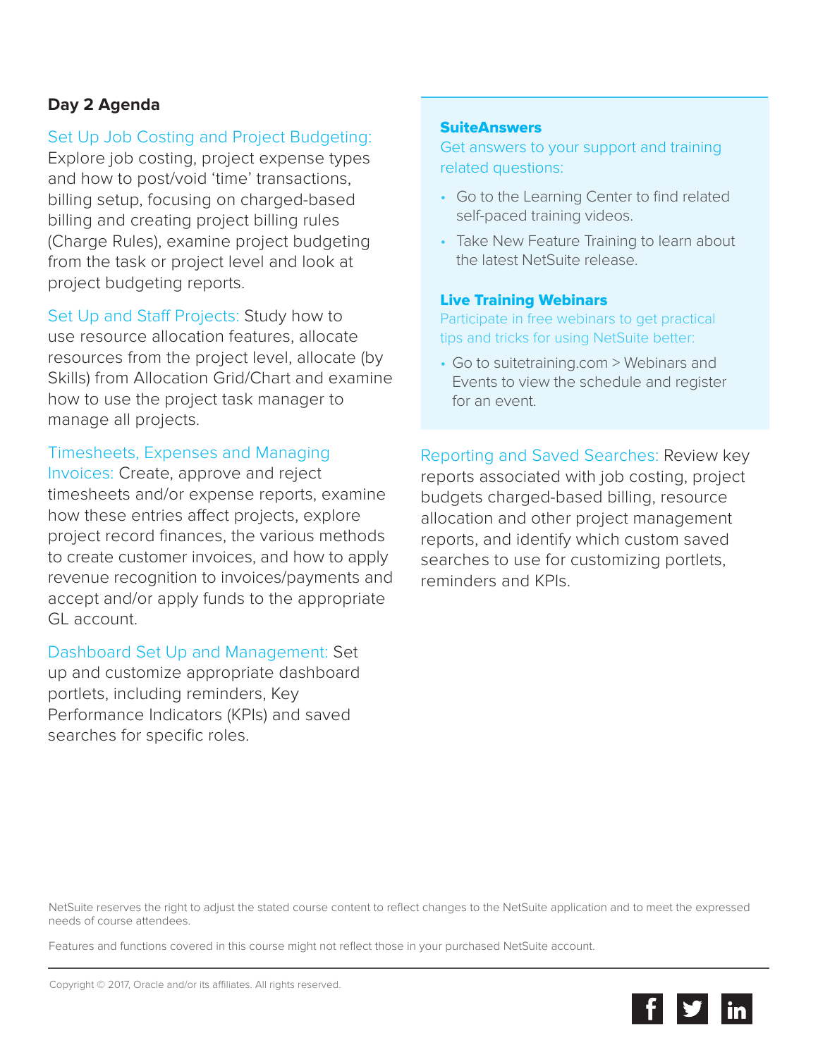## Day 2 Agenda

Set Up Job Costing and Project Budgeting: Explore job costing, project expense types and how to post/void 'time' transactions, billing setup, focusing on charged-based billing and creating project billing rules (Charge Rules), examine project budgeting from the task or project level and look at project budgeting reports.

Set Up and Staff Projects: Study how to use resource allocation features, allocate resources from the project level, allocate (by Skills) from Allocation Grid/Chart and examine how to use the project task manager to manage all projects.

Timesheets, Expenses and Managing Invoices: Create, approve and reject timesheets and/or expense reports, examine how these entries affect projects, explore project record finances, the various methods to create customer invoices, and how to apply revenue recognition to invoices/payments and accept and/or apply funds to the appropriate GL account.

Dashboard Set Up and Management: Set up and customize appropriate dashboard portlets, including reminders, Key Performance Indicators (KPIs) and saved searches for specific roles.

Reporting and Saved Searches: Review key reports associated with job costing, project budgets charged-based billing, resource allocation and other project management reports, and identify which custom saved searches to use for customizing portlets, reminders and KPIs.

**SuiteAnswers**

Get answers to your support and training related questions:

- Go to the Learning Center to find related self-paced training videos.
- Take New Feature Training to learn about the latest NetSuite release.

**Live Training Webinars**

Participate in free webinars to get practical tips and tricks for using NetSuite better:

- Go to suitetraining.com > Webinars and Events to view the schedule and register for an event.

NetSuite reserves the right to adjust the stated course content to reflect changes to the NetSuite application and to meet the expressed needs of course attendees.

Features and functions covered in this course might not reflect those in your purchased NetSuite account.

Copyright © 2017, Oracle and/or its affiliates. All rights reserved.